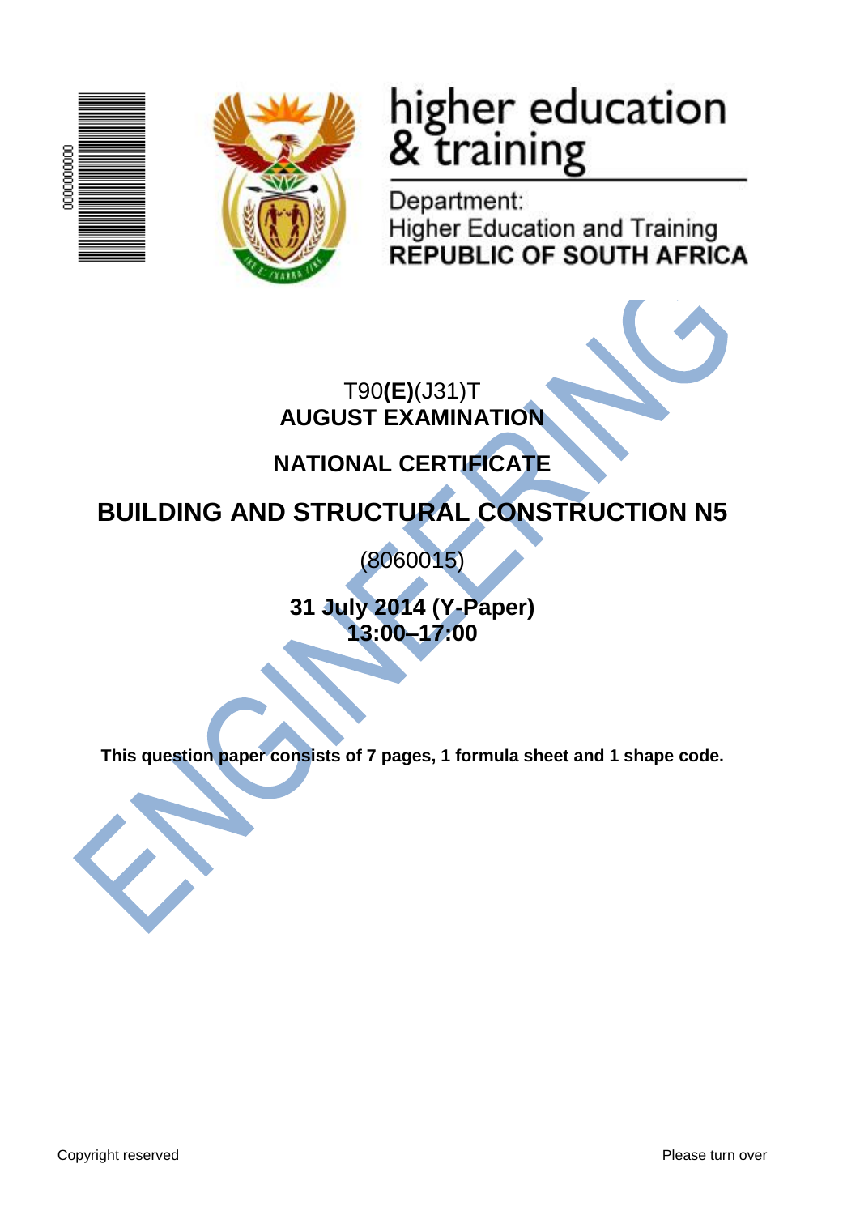higher education
& training

Department:
Higher Education and Training
**REPUBLIC OF SOUTH AFRICA**

T90**(E)**(J31)T
**AUGUST EXAMINATION**

**NATIONAL CERTIFICATE**

# BUILDING AND STRUCTURAL CONSTRUCTION N5

(8060015)

**31 July 2014 (Y-Paper)**
**13:00–17:00**

**This question paper consists of 7 pages, 1 formula sheet and 1 shape code.**

Copyright reserved

Please turn over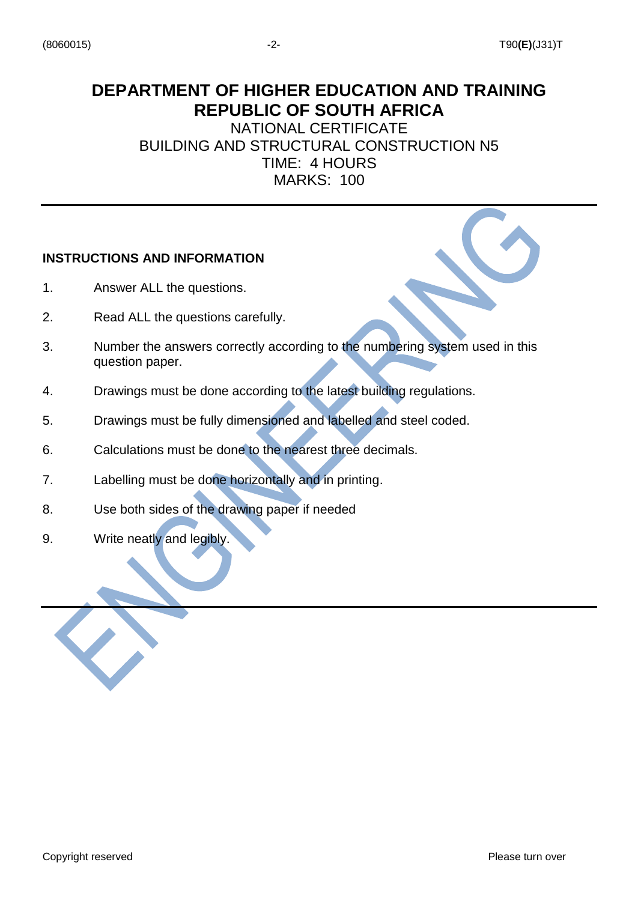# DEPARTMENT OF HIGHER EDUCATION AND TRAINING
# REPUBLIC OF SOUTH AFRICA

NATIONAL CERTIFICATE
BUILDING AND STRUCTURAL CONSTRUCTION N5
TIME: 4 HOURS
MARKS: 100

---

**INSTRUCTIONS AND INFORMATION**

1. Answer ALL the questions.
2. Read ALL the questions carefully.
3. Number the answers correctly according to the numbering system used in this question paper.
4. Drawings must be done according to the latest building regulations.
5. Drawings must be fully dimensioned and labelled and steel coded.
6. Calculations must be done to the nearest three decimals.
7. Labelling must be done horizontally and in printing.
8. Use both sides of the drawing paper if needed
9. Write neatly and legibly.

---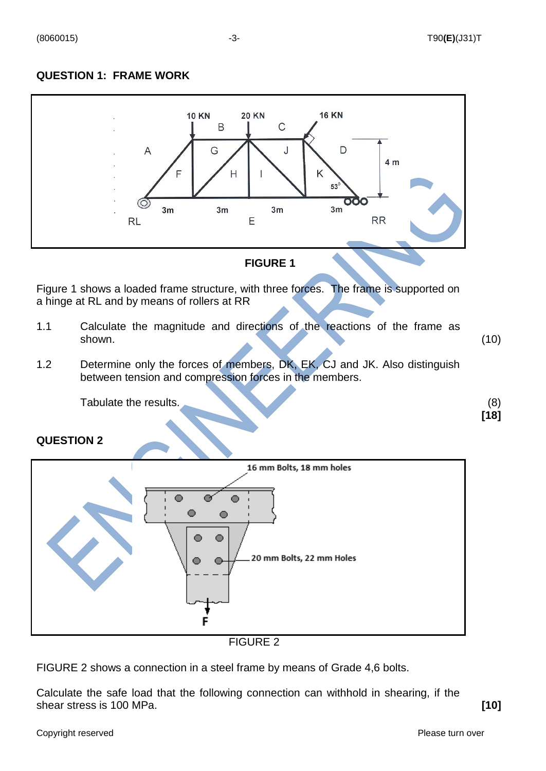## QUESTION 1: FRAME WORK

FIGURE 1

Figure 1 shows a loaded frame structure, with three forces. The frame is supported on a hinge at RL and by means of rollers at RR

1.1 Calculate the magnitude and directions of the reactions of the frame as shown. (10)

1.2 Determine only the forces of members, DK, EK, CJ and JK. Also distinguish between tension and compression forces in the members.

Tabulate the results. (8)

**[18]**

## QUESTION 2

FIGURE 2

FIGURE 2 shows a connection in a steel frame by means of Grade 4,6 bolts.

Calculate the safe load that the following connection can withhold in shearing, if the shear stress is 100 MPa. **[10]**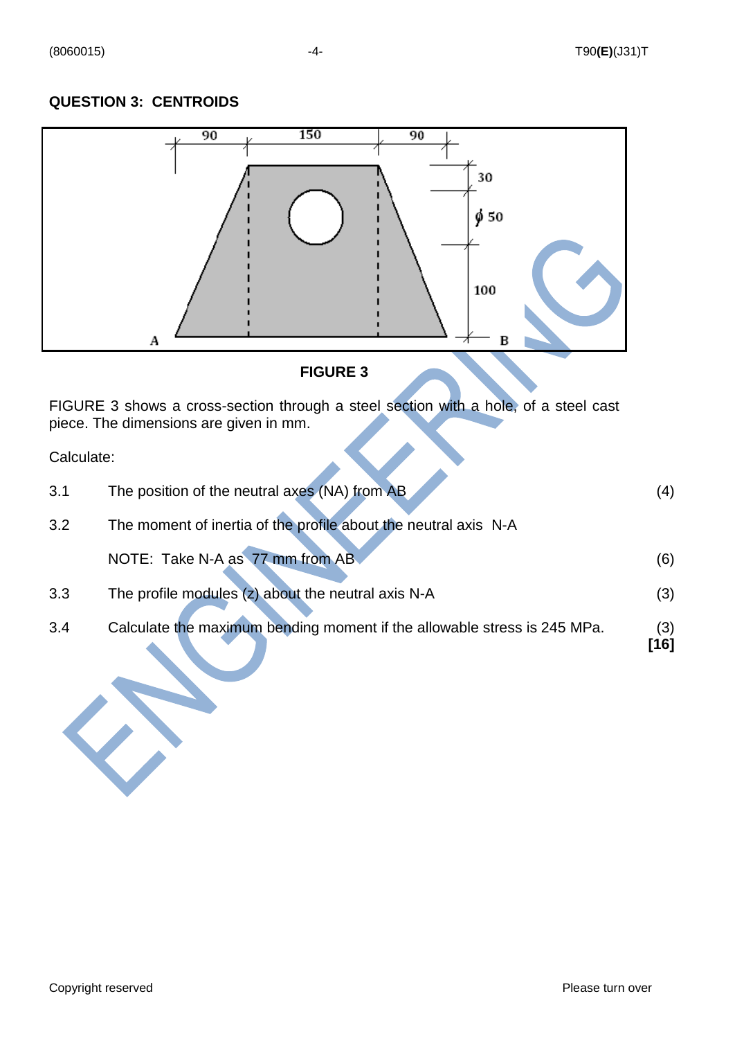## QUESTION 3: CENTROIDS

FIGURE 3

FIGURE 3 shows a cross-section through a steel section with a hole, of a steel cast piece. The dimensions are given in mm.

Calculate:

3.1 The position of the neutral axes (NA) from AB (4)

3.2 The moment of inertia of the profile about the neutral axis N-A

NOTE: Take N-A as 77 mm from AB (6)

3.3 The profile modules (z) about the neutral axis N-A (3)

3.4 Calculate the maximum bending moment if the allowable stress is 245 MPa. (3)

**[16]**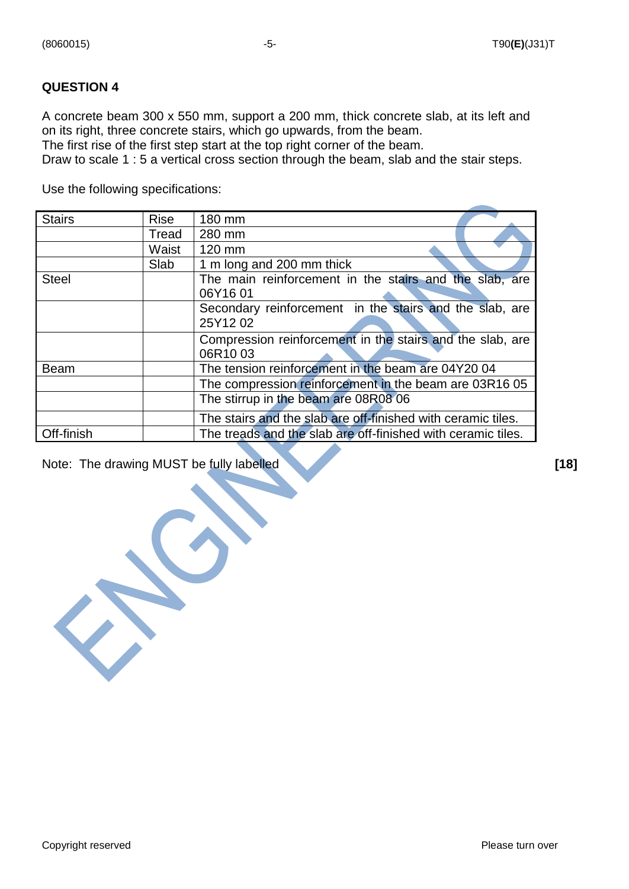## QUESTION 4

A concrete beam 300 x 550 mm, support a 200 mm, thick concrete slab, at its left and on its right, three concrete stairs, which go upwards, from the beam.
The first rise of the first step start at the top right corner of the beam.
Draw to scale 1 : 5 a vertical cross section through the beam, slab and the stair steps.

Use the following specifications:

| | | |
|---|---|---|
| Stairs | Rise | 180 mm |
| | Tread | 280 mm |
| | Waist | 120 mm |
| | Slab | 1 m long and 200 mm thick |
| Steel | | The main reinforcement in the stairs and the slab, are 06Y16 01 |
| | | Secondary reinforcement in the stairs and the slab, are 25Y12 02 |
| | | Compression reinforcement in the stairs and the slab, are 06R10 03 |
| Beam | | The tension reinforcement in the beam are 04Y20 04 |
| | | The compression reinforcement in the beam are 03R16 05 |
| | | The stirrup in the beam are 08R08 06 |
| | | The stairs and the slab are off-finished with ceramic tiles. |
| Off-finish | | The treads and the slab are off-finished with ceramic tiles. |

Note: The drawing MUST be fully labelled **[18]**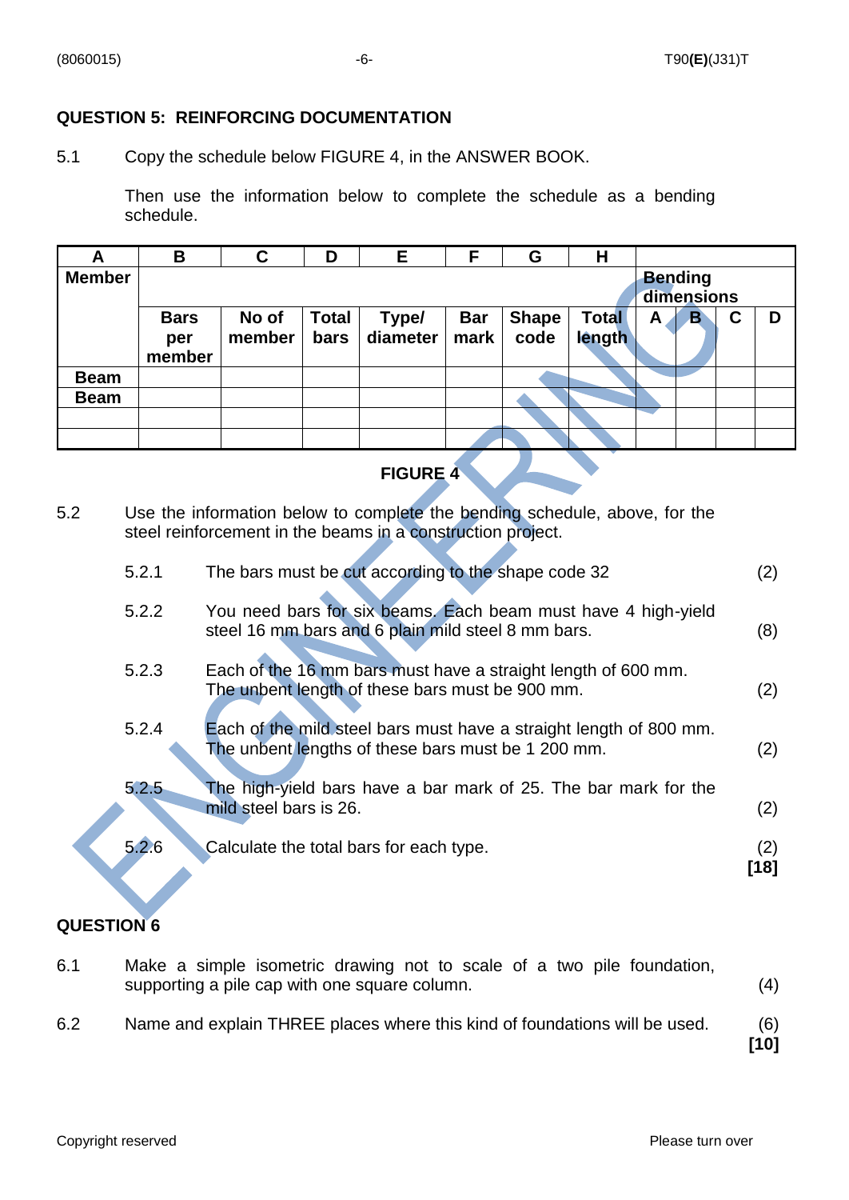## QUESTION 5: REINFORCING DOCUMENTATION

5.1 Copy the schedule below FIGURE 4, in the ANSWER BOOK.

Then use the information below to complete the schedule as a bending schedule.

| A | B | C | D | E | F | G | H | | | | |
|---|---|---|---|---|---|---|---|---|---|---|---|
| **Member** | | | | | | | | **Bending dimensions** | | | |
| | **Bars per member** | **No of member** | **Total bars** | **Type/ diameter** | **Bar mark** | **Shape code** | **Total length** | **A** | **B** | **C** | **D** |
| **Beam** | | | | | | | | | | | |
| **Beam** | | | | | | | | | | | |
| | | | | | | | | | | | |
| | | | | | | | | | | | |

**FIGURE 4**

5.2 Use the information below to complete the bending schedule, above, for the steel reinforcement in the beams in a construction project.

5.2.1 The bars must be cut according to the shape code 32 (2)

5.2.2 You need bars for six beams. Each beam must have 4 high-yield steel 16 mm bars and 6 plain mild steel 8 mm bars. (8)

5.2.3 Each of the 16 mm bars must have a straight length of 600 mm. The unbent length of these bars must be 900 mm. (2)

5.2.4 Each of the mild steel bars must have a straight length of 800 mm. The unbent lengths of these bars must be 1 200 mm. (2)

5.2.5 The high-yield bars have a bar mark of 25. The bar mark for the mild steel bars is 26. (2)

5.2.6 Calculate the total bars for each type. (2)
**[18]**

## QUESTION 6

6.1 Make a simple isometric drawing not to scale of a two pile foundation, supporting a pile cap with one square column. (4)

6.2 Name and explain THREE places where this kind of foundations will be used. (6)
**[10]**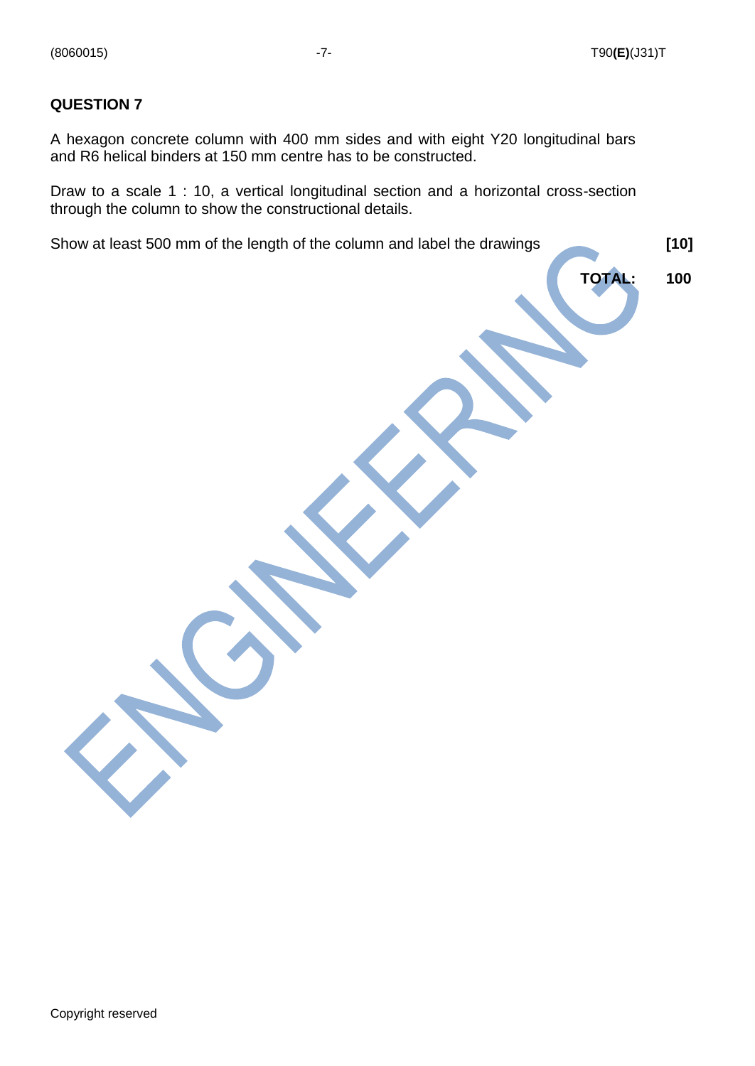## QUESTION 7

A hexagon concrete column with 400 mm sides and with eight Y20 longitudinal bars and R6 helical binders at 150 mm centre has to be constructed.

Draw to a scale 1 : 10, a vertical longitudinal section and a horizontal cross-section through the column to show the constructional details.

Show at least 500 mm of the length of the column and label the drawings **[10]**

**TOTAL: 100**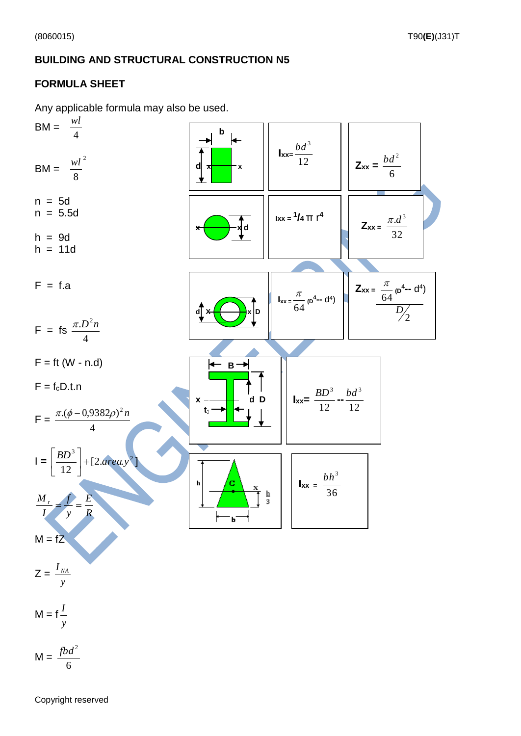## BUILDING AND STRUCTURAL CONSTRUCTION N5

## FORMULA SHEET

Any applicable formula may also be used.

BM = $\frac{wl}{4}$

BM = $\frac{wl^2}{8}$

n = 5d
n = 5.5d

h = 9d
h = 11d

F = f.a

F = fs $\frac{\pi.D^2 n}{4}$

F = ft (W - n.d)

F = $f_c$D.t.n

F = $\frac{\pi.(\phi - 0{,}9382\rho)^2 n}{4}$

I = $\left[\frac{BD^3}{12}\right] + [2.area.y^2]$

$\frac{M_r}{I} = \frac{f}{y} = \frac{E}{R}$

M = fZ

Z = $\frac{I_{NA}}{y}$

M = f $\frac{I}{y}$

M = $\frac{fbd^2}{6}$

Rectangle (width b, depth d, axis x–x):

$I_{xx} = \frac{bd^3}{12}$

$Z_{xx} = \frac{bd^2}{6}$

Solid circle (diameter d, axis x–x):

$I_{xx} = {}^1/_4 \, \pi \, r^4$

$Z_{xx} = \frac{\pi.d^3}{32}$

Hollow circle (outer diameter D, inner diameter d, axis x–x):

$I_{xx} = \frac{\pi}{64}(D^4 - d^4)$

$Z_{xx} = \frac{\frac{\pi}{64}(D^4 - d^4)}{D/2}$

I-section (width B, overall depth D, inner depth d, web thickness $t_1$, axis x–x):

$I_{xx} = \frac{BD^3}{12} - \frac{bd^3}{12}$

Triangle (base b, height h, centroid C at $\frac{h}{3}$ from base, axis x):

$I_{xx} = \frac{bh^3}{36}$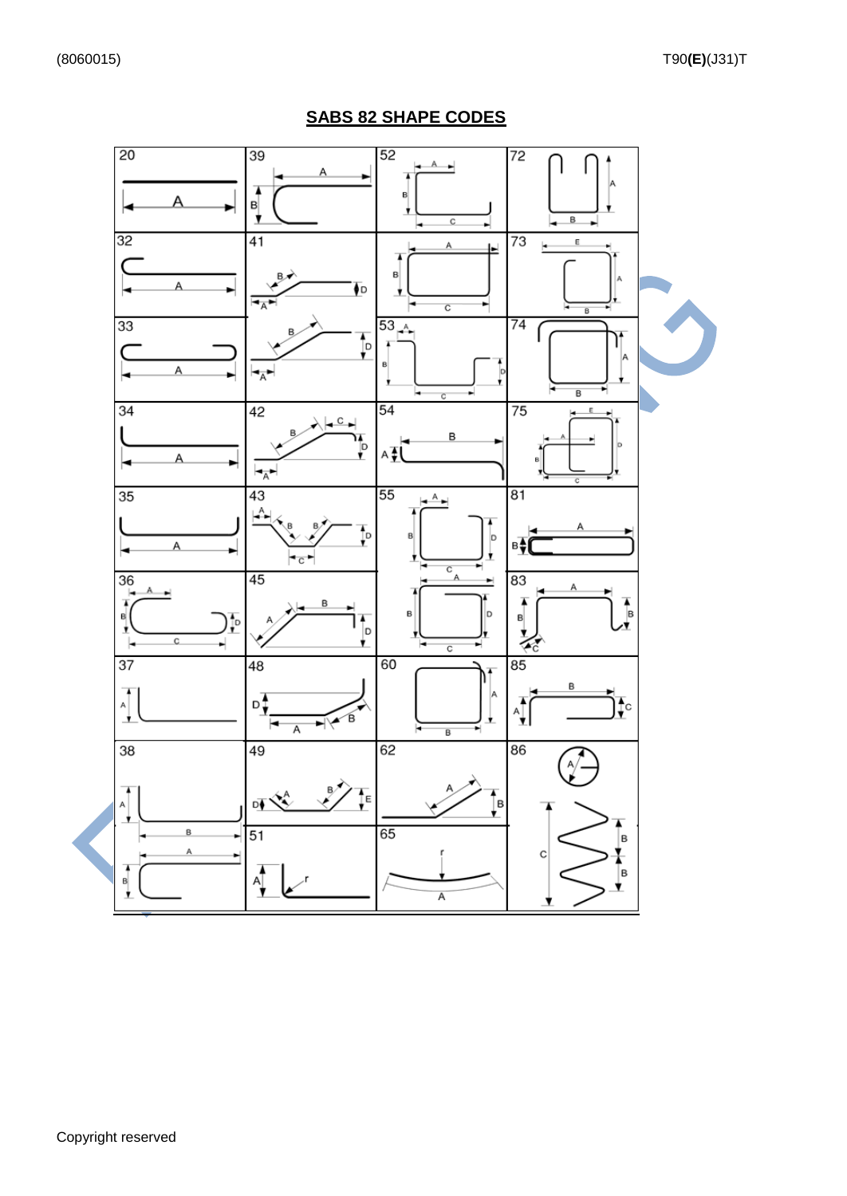# SABS 82 SHAPE CODES

20 A

32 A

33 A

34 A

35 A

36 A B C D

37 A

38 A B

A B

39 A B

41 A B D

A B D

42 A B C D

43 A B B C D

45 A B D

48 A B D

49 A B D E

51 A r

52 A B C

A B C

53 A B C D

54 A B

55 A B C D

A B C D

60 A B

62 A B

65 A r

72 A B

73 A B E

74 A B

75 A B C D E

81 A B

83 A B B C

85 A B C

86 A B B C

Copyright reserved